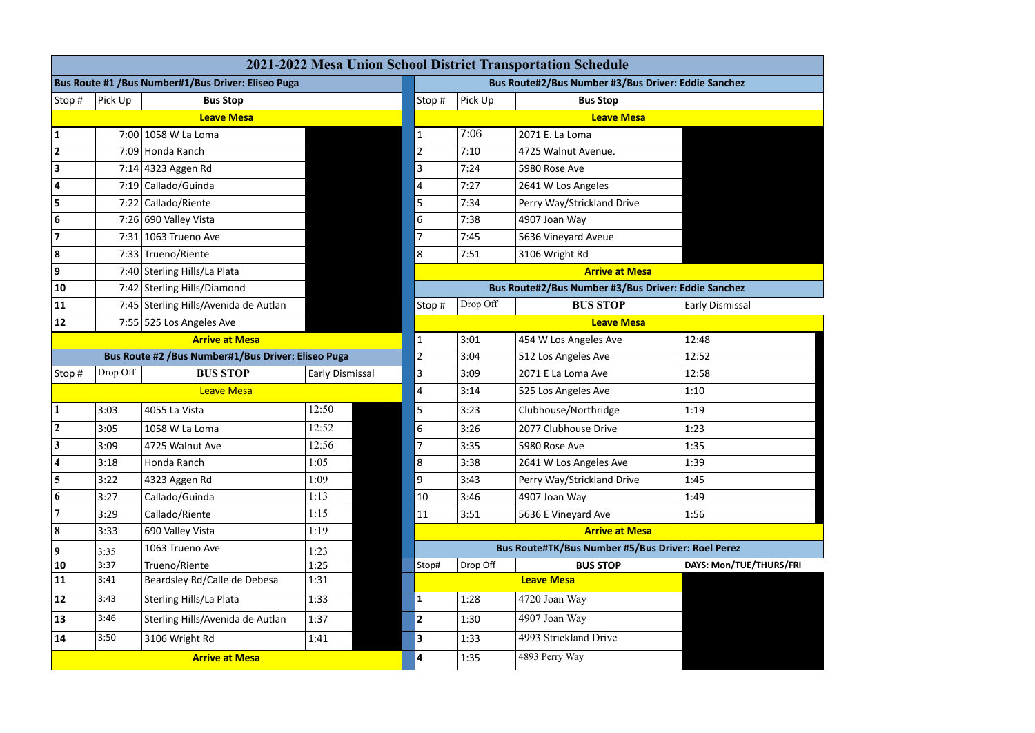# 2021-2022 Mesa Union School District Transportation Schedule

## Bus Route #1 /Bus Number#1/Bus Driver: Eliseo Puga

| Stop # | Pick Up | Bus Stop |
|---|---|---|
| | | **Leave Mesa** |
| 1 | 7:00 | 1058 W La Loma |
| 2 | 7:09 | Honda Ranch |
| 3 | 7:14 | 4323 Aggen Rd |
| 4 | 7:19 | Callado/Guinda |
| 5 | 7:22 | Callado/Riente |
| 6 | 7:26 | 690 Valley Vista |
| 7 | 7:31 | 1063 Trueno Ave |
| 8 | 7:33 | Trueno/Riente |
| 9 | 7:40 | Sterling Hills/La Plata |
| 10 | 7:42 | Sterling Hills/Diamond |
| 11 | 7:45 | Sterling Hills/Avenida de Autlan |
| 12 | 7:55 | 525 Los Angeles Ave |
| | | **Arrive at Mesa** |

## Bus Route #2 /Bus Number#1/Bus Driver: Eliseo Puga

| Stop # | Drop Off | BUS STOP | Early Dismissal |
|---|---|---|---|
| | | Leave Mesa | |
| 1 | 3:03 | 4055 La Vista | 12:50 |
| 2 | 3:05 | 1058 W La Loma | 12:52 |
| 3 | 3:09 | 4725 Walnut Ave | 12:56 |
| 4 | 3:18 | Honda Ranch | 1:05 |
| 5 | 3:22 | 4323 Aggen Rd | 1:09 |
| 6 | 3:27 | Callado/Guinda | 1:13 |
| 7 | 3:29 | Callado/Riente | 1:15 |
| 8 | 3:33 | 690 Valley Vista | 1:19 |
| 9 | 3:35 | 1063 Trueno Ave | 1:23 |
| 10 | 3:37 | Trueno/Riente | 1:25 |
| 11 | 3:41 | Beardsley Rd/Calle de Debesa | 1:31 |
| 12 | 3:43 | Sterling Hills/La Plata | 1:33 |
| 13 | 3:46 | Sterling Hills/Avenida de Autlan | 1:37 |
| 14 | 3:50 | 3106 Wright Rd | 1:41 |
| | | **Arrive at Mesa** | |

## Bus Route#2/Bus Number #3/Bus Driver: Eddie Sanchez

| Stop # | Pick Up | Bus Stop |
|---|---|---|
| | | **Leave Mesa** |
| 1 | 7:06 | 2071 E. La Loma |
| 2 | 7:10 | 4725 Walnut Avenue. |
| 3 | 7:24 | 5980 Rose Ave |
| 4 | 7:27 | 2641 W Los Angeles |
| 5 | 7:34 | Perry Way/Strickland Drive |
| 6 | 7:38 | 4907 Joan Way |
| 7 | 7:45 | 5636 Vineyard Aveue |
| 8 | 7:51 | 3106 Wright Rd |
| | | **Arrive at Mesa** |

## Bus Route#2/Bus Number #3/Bus Driver: Eddie Sanchez

| Stop # | Drop Off | BUS STOP | Early Dismissal |
|---|---|---|---|
| | | **Leave Mesa** | |
| 1 | 3:01 | 454 W Los Angeles Ave | 12:48 |
| 2 | 3:04 | 512 Los Angeles Ave | 12:52 |
| 3 | 3:09 | 2071 E La Loma Ave | 12:58 |
| 4 | 3:14 | 525 Los Angeles Ave | 1:10 |
| 5 | 3:23 | Clubhouse/Northridge | 1:19 |
| 6 | 3:26 | 2077 Clubhouse Drive | 1:23 |
| 7 | 3:35 | 5980 Rose Ave | 1:35 |
| 8 | 3:38 | 2641 W Los Angeles Ave | 1:39 |
| 9 | 3:43 | Perry Way/Strickland Drive | 1:45 |
| 10 | 3:46 | 4907 Joan Way | 1:49 |
| 11 | 3:51 | 5636 E Vineyard Ave | 1:56 |
| | | **Arrive at Mesa** | |

## Bus Route#TK/Bus Number #5/Bus Driver: Roel Perez

| Stop# | Drop Off | BUS STOP | DAYS: Mon/TUE/THURS/FRI |
|---|---|---|---|
| | | **Leave Mesa** | |
| 1 | 1:28 | 4720 Joan Way | |
| 2 | 1:30 | 4907 Joan Way | |
| 3 | 1:33 | 4993 Strickland Drive | |
| 4 | 1:35 | 4893 Perry Way | |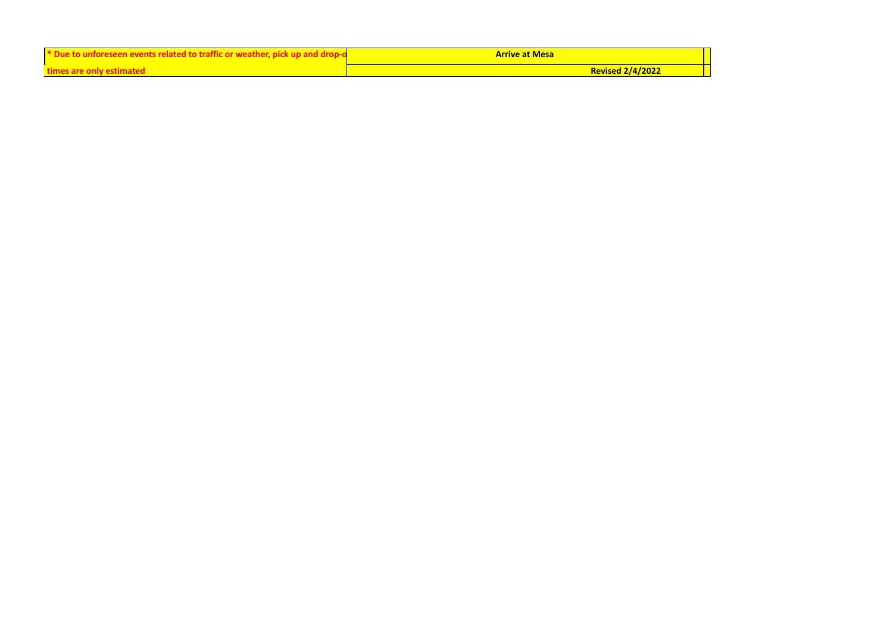| | | |
|---|---|---|
| * Due to unforeseen events related to traffic or weather, pick up and drop-o | Arrive at Mesa | |
| times are only estimated | Revised 2/4/2022 | |